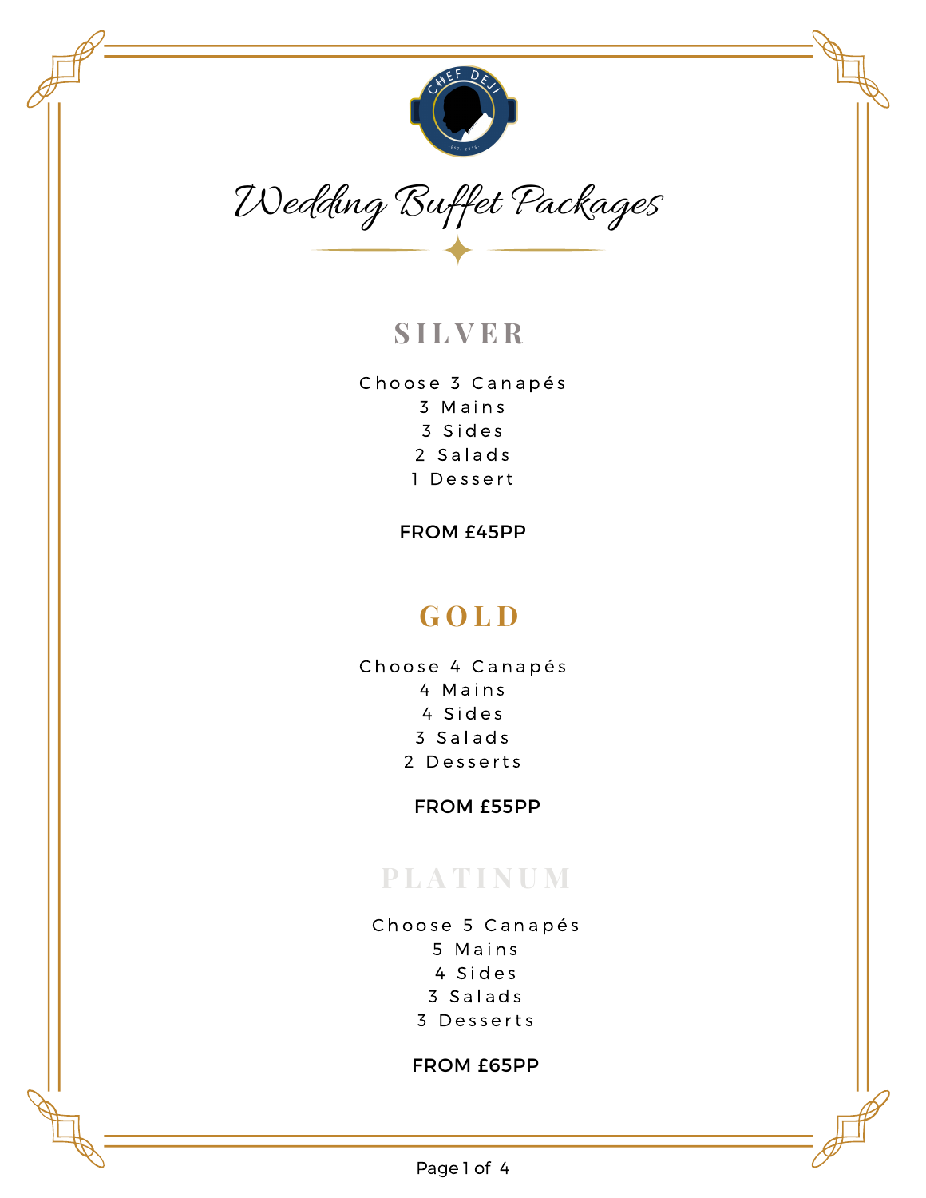# Wedding Buffet Packages

## SILVER

Choose 3 Canapés
3 Mains
3 Sides
2 Salads
1 Dessert

**FROM £45PP**

## GOLD

Choose 4 Canapés
4 Mains
4 Sides
3 Salads
2 Desserts

**FROM £55PP**

## PLATINUM

Choose 5 Canapés
5 Mains
4 Sides
3 Salads
3 Desserts

**FROM £65PP**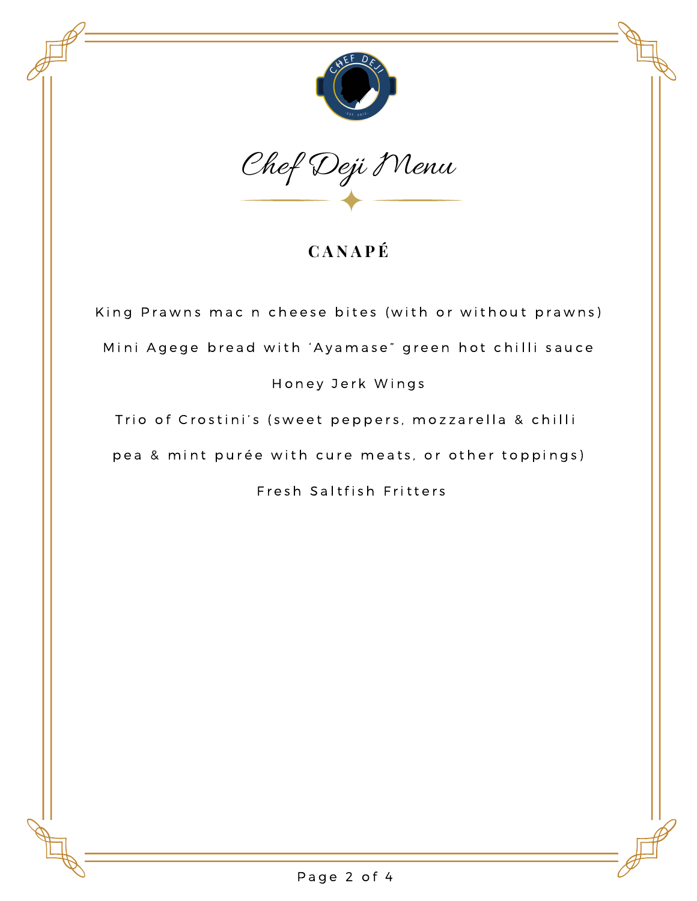# Chef Deji Menu

## CANAPÉ

King Prawns mac n cheese bites (with or without prawns)

Mini Agege bread with 'Ayamase" green hot chilli sauce

Honey Jerk Wings

Trio of Crostini's (sweet peppers, mozzarella & chilli pea & mint purée with cure meats, or other toppings)

Fresh Saltfish Fritters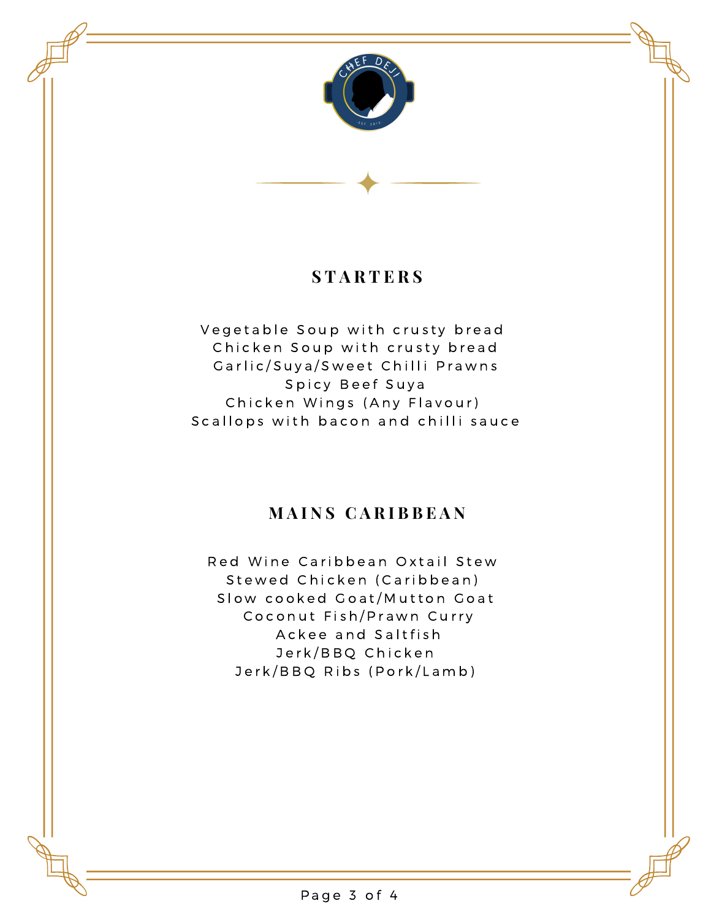## STARTERS

Vegetable Soup with crusty bread
Chicken Soup with crusty bread
Garlic/Suya/Sweet Chilli Prawns
Spicy Beef Suya
Chicken Wings (Any Flavour)
Scallops with bacon and chilli sauce

## MAINS CARIBBEAN

Red Wine Caribbean Oxtail Stew
Stewed Chicken (Caribbean)
Slow cooked Goat/Mutton Goat
Coconut Fish/Prawn Curry
Ackee and Saltfish
Jerk/BBQ Chicken
Jerk/BBQ Ribs (Pork/Lamb)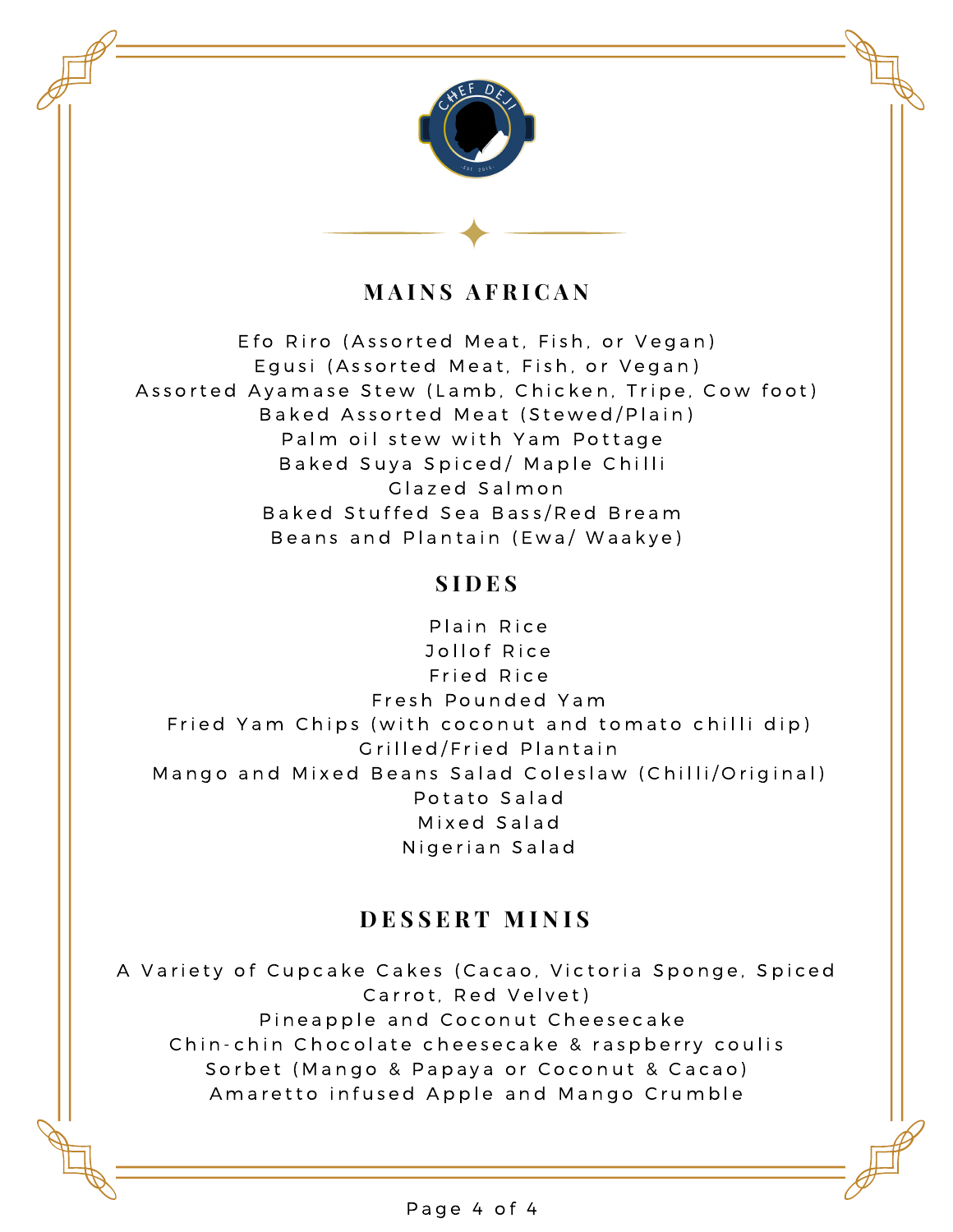## MAINS AFRICAN

Efo Riro (Assorted Meat, Fish, or Vegan)
Egusi (Assorted Meat, Fish, or Vegan)
Assorted Ayamase Stew (Lamb, Chicken, Tripe, Cow foot)
Baked Assorted Meat (Stewed/Plain)
Palm oil stew with Yam Pottage
Baked Suya Spiced/ Maple Chilli
Glazed Salmon
Baked Stuffed Sea Bass/Red Bream
Beans and Plantain (Ewa/ Waakye)

## SIDES

Plain Rice
Jollof Rice
Fried Rice
Fresh Pounded Yam
Fried Yam Chips (with coconut and tomato chilli dip)
Grilled/Fried Plantain
Mango and Mixed Beans Salad Coleslaw (Chilli/Original)
Potato Salad
Mixed Salad
Nigerian Salad

## DESSERT MINIS

A Variety of Cupcake Cakes (Cacao, Victoria Sponge, Spiced Carrot, Red Velvet)
Pineapple and Coconut Cheesecake
Chin-chin Chocolate cheesecake & raspberry coulis
Sorbet (Mango & Papaya or Coconut & Cacao)
Amaretto infused Apple and Mango Crumble